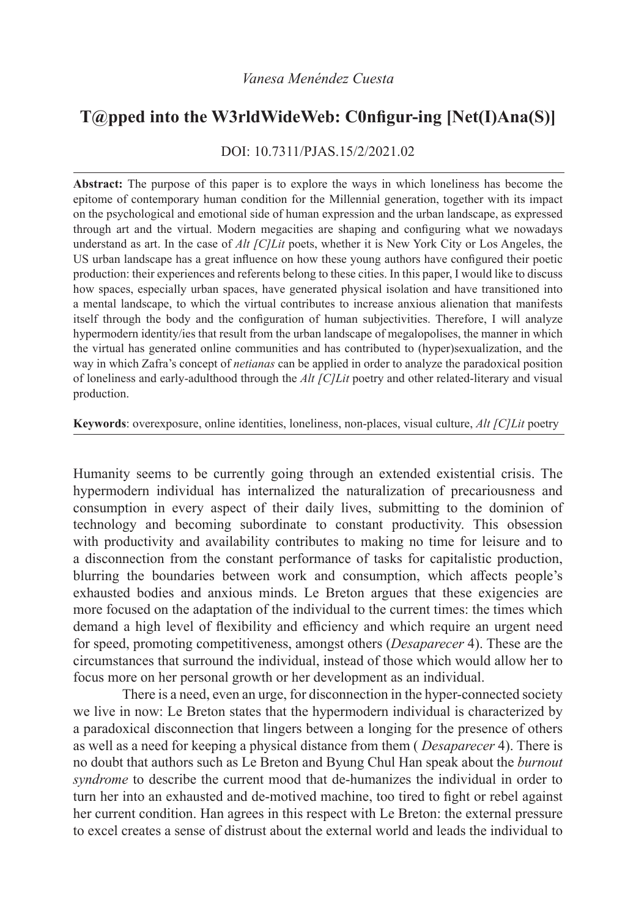*Vanesa Menéndez Cuesta*

# T@pped into the W3rldWideWeb: C0nfigur-ing [Net(I)Ana(S)]

DOI: 10.7311/PJAS.15/2/2021.02

**Abstract:** The purpose of this paper is to explore the ways in which loneliness has become the epitome of contemporary human condition for the Millennial generation, together with its impact on the psychological and emotional side of human expression and the urban landscape, as expressed through art and the virtual. Modern megacities are shaping and configuring what we nowadays understand as art. In the case of *Alt [C]Lit* poets, whether it is New York City or Los Angeles, the US urban landscape has a great influence on how these young authors have configured their poetic production: their experiences and referents belong to these cities. In this paper, I would like to discuss how spaces, especially urban spaces, have generated physical isolation and have transitioned into a mental landscape, to which the virtual contributes to increase anxious alienation that manifests itself through the body and the configuration of human subjectivities. Therefore, I will analyze hypermodern identity/ies that result from the urban landscape of megalopolises, the manner in which the virtual has generated online communities and has contributed to (hyper)sexualization, and the way in which Zafra's concept of *netianas* can be applied in order to analyze the paradoxical position of loneliness and early-adulthood through the *Alt [C]Lit* poetry and other related-literary and visual production.

**Keywords**: overexposure, online identities, loneliness, non-places, visual culture, *Alt [C]Lit* poetry

Humanity seems to be currently going through an extended existential crisis. The hypermodern individual has internalized the naturalization of precariousness and consumption in every aspect of their daily lives, submitting to the dominion of technology and becoming subordinate to constant productivity. This obsession with productivity and availability contributes to making no time for leisure and to a disconnection from the constant performance of tasks for capitalistic production, blurring the boundaries between work and consumption, which affects people's exhausted bodies and anxious minds. Le Breton argues that these exigencies are more focused on the adaptation of the individual to the current times: the times which demand a high level of flexibility and efficiency and which require an urgent need for speed, promoting competitiveness, amongst others (*Desaparecer* 4). These are the circumstances that surround the individual, instead of those which would allow her to focus more on her personal growth or her development as an individual.

There is a need, even an urge, for disconnection in the hyper-connected society we live in now: Le Breton states that the hypermodern individual is characterized by a paradoxical disconnection that lingers between a longing for the presence of others as well as a need for keeping a physical distance from them ( *Desaparecer* 4). There is no doubt that authors such as Le Breton and Byung Chul Han speak about the *burnout syndrome* to describe the current mood that de-humanizes the individual in order to turn her into an exhausted and de-motived machine, too tired to fight or rebel against her current condition. Han agrees in this respect with Le Breton: the external pressure to excel creates a sense of distrust about the external world and leads the individual to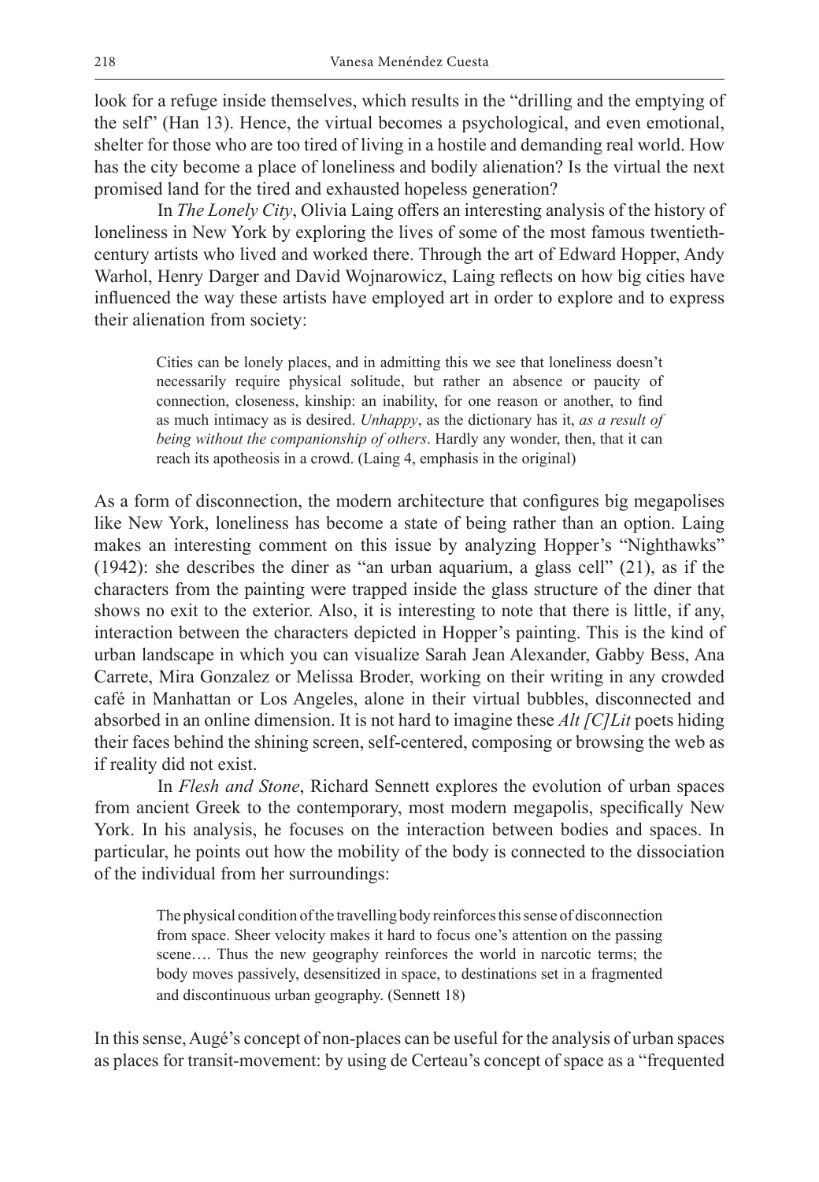look for a refuge inside themselves, which results in the "drilling and the emptying of the self" (Han 13). Hence, the virtual becomes a psychological, and even emotional, shelter for those who are too tired of living in a hostile and demanding real world. How has the city become a place of loneliness and bodily alienation? Is the virtual the next promised land for the tired and exhausted hopeless generation?

In *The Lonely City*, Olivia Laing offers an interesting analysis of the history of loneliness in New York by exploring the lives of some of the most famous twentieth-century artists who lived and worked there. Through the art of Edward Hopper, Andy Warhol, Henry Darger and David Wojnarowicz, Laing reflects on how big cities have influenced the way these artists have employed art in order to explore and to express their alienation from society:

> Cities can be lonely places, and in admitting this we see that loneliness doesn't necessarily require physical solitude, but rather an absence or paucity of connection, closeness, kinship: an inability, for one reason or another, to find as much intimacy as is desired. *Unhappy*, as the dictionary has it, *as a result of being without the companionship of others*. Hardly any wonder, then, that it can reach its apotheosis in a crowd. (Laing 4, emphasis in the original)

As a form of disconnection, the modern architecture that configures big megapolises like New York, loneliness has become a state of being rather than an option. Laing makes an interesting comment on this issue by analyzing Hopper's "Nighthawks" (1942): she describes the diner as "an urban aquarium, a glass cell" (21), as if the characters from the painting were trapped inside the glass structure of the diner that shows no exit to the exterior. Also, it is interesting to note that there is little, if any, interaction between the characters depicted in Hopper's painting. This is the kind of urban landscape in which you can visualize Sarah Jean Alexander, Gabby Bess, Ana Carrete, Mira Gonzalez or Melissa Broder, working on their writing in any crowded café in Manhattan or Los Angeles, alone in their virtual bubbles, disconnected and absorbed in an online dimension. It is not hard to imagine these *Alt [C]Lit* poets hiding their faces behind the shining screen, self-centered, composing or browsing the web as if reality did not exist.

In *Flesh and Stone*, Richard Sennett explores the evolution of urban spaces from ancient Greek to the contemporary, most modern megapolis, specifically New York. In his analysis, he focuses on the interaction between bodies and spaces. In particular, he points out how the mobility of the body is connected to the dissociation of the individual from her surroundings:

> The physical condition of the travelling body reinforces this sense of disconnection from space. Sheer velocity makes it hard to focus one's attention on the passing scene…. Thus the new geography reinforces the world in narcotic terms; the body moves passively, desensitized in space, to destinations set in a fragmented and discontinuous urban geography. (Sennett 18)

In this sense, Augé's concept of non-places can be useful for the analysis of urban spaces as places for transit-movement: by using de Certeau's concept of space as a "frequented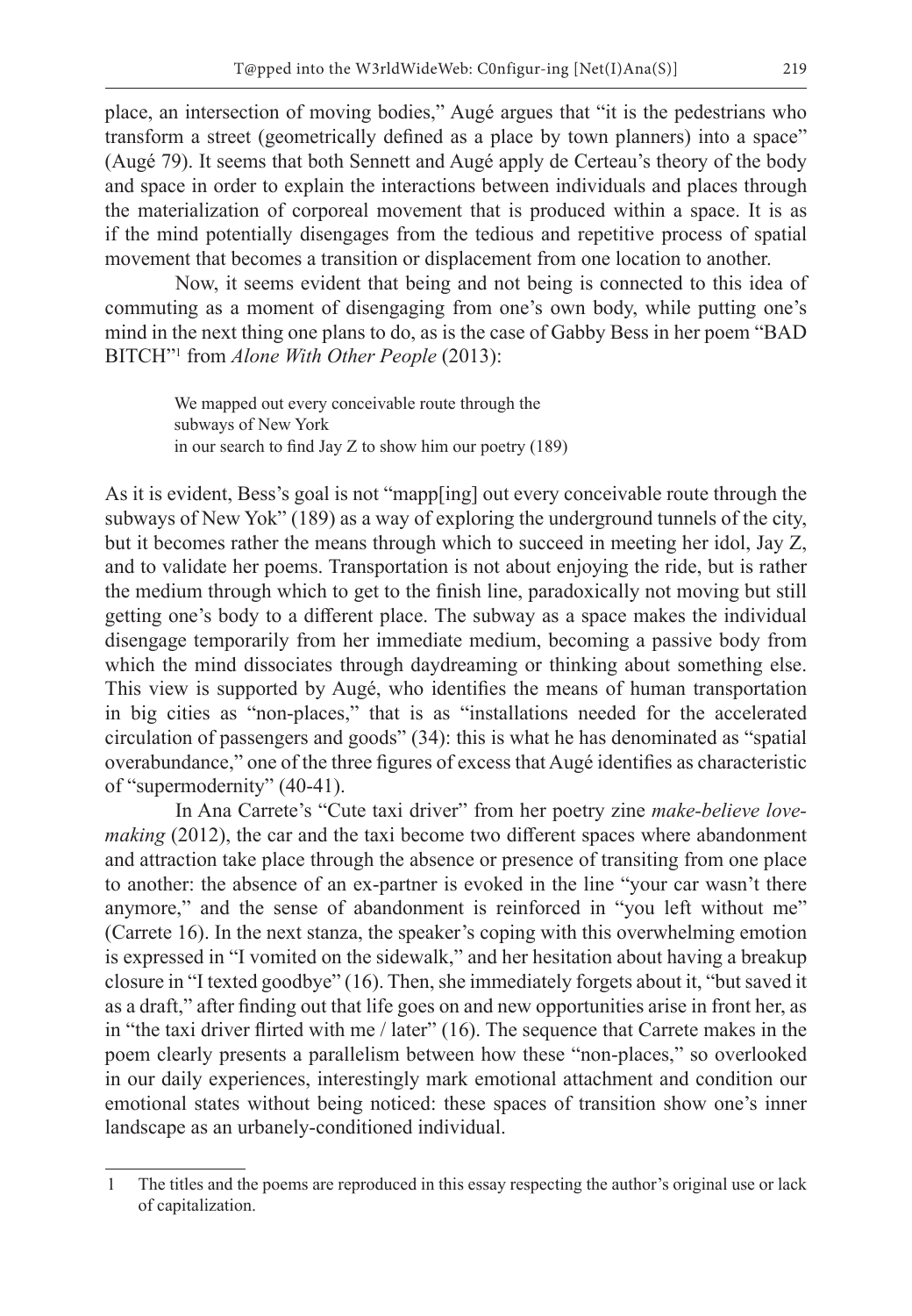place, an intersection of moving bodies," Augé argues that "it is the pedestrians who transform a street (geometrically defined as a place by town planners) into a space" (Augé 79). It seems that both Sennett and Augé apply de Certeau's theory of the body and space in order to explain the interactions between individuals and places through the materialization of corporeal movement that is produced within a space. It is as if the mind potentially disengages from the tedious and repetitive process of spatial movement that becomes a transition or displacement from one location to another.

Now, it seems evident that being and not being is connected to this idea of commuting as a moment of disengaging from one's own body, while putting one's mind in the next thing one plans to do, as is the case of Gabby Bess in her poem "BAD BITCH"[1] from *Alone With Other People* (2013):

> We mapped out every conceivable route through the
> subways of New York
> in our search to find Jay Z to show him our poetry (189)

As it is evident, Bess's goal is not "mapp[ing] out every conceivable route through the subways of New Yok" (189) as a way of exploring the underground tunnels of the city, but it becomes rather the means through which to succeed in meeting her idol, Jay Z, and to validate her poems. Transportation is not about enjoying the ride, but is rather the medium through which to get to the finish line, paradoxically not moving but still getting one's body to a different place. The subway as a space makes the individual disengage temporarily from her immediate medium, becoming a passive body from which the mind dissociates through daydreaming or thinking about something else. This view is supported by Augé, who identifies the means of human transportation in big cities as "non-places," that is as "installations needed for the accelerated circulation of passengers and goods" (34): this is what he has denominated as "spatial overabundance," one of the three figures of excess that Augé identifies as characteristic of "supermodernity" (40-41).

In Ana Carrete's "Cute taxi driver" from her poetry zine *make-believe love-making* (2012), the car and the taxi become two different spaces where abandonment and attraction take place through the absence or presence of transiting from one place to another: the absence of an ex-partner is evoked in the line "your car wasn't there anymore," and the sense of abandonment is reinforced in "you left without me" (Carrete 16). In the next stanza, the speaker's coping with this overwhelming emotion is expressed in "I vomited on the sidewalk," and her hesitation about having a breakup closure in "I texted goodbye" (16). Then, she immediately forgets about it, "but saved it as a draft," after finding out that life goes on and new opportunities arise in front her, as in "the taxi driver flirted with me / later" (16). The sequence that Carrete makes in the poem clearly presents a parallelism between how these "non-places," so overlooked in our daily experiences, interestingly mark emotional attachment and condition our emotional states without being noticed: these spaces of transition show one's inner landscape as an urbanely-conditioned individual.

---

1 The titles and the poems are reproduced in this essay respecting the author's original use or lack of capitalization.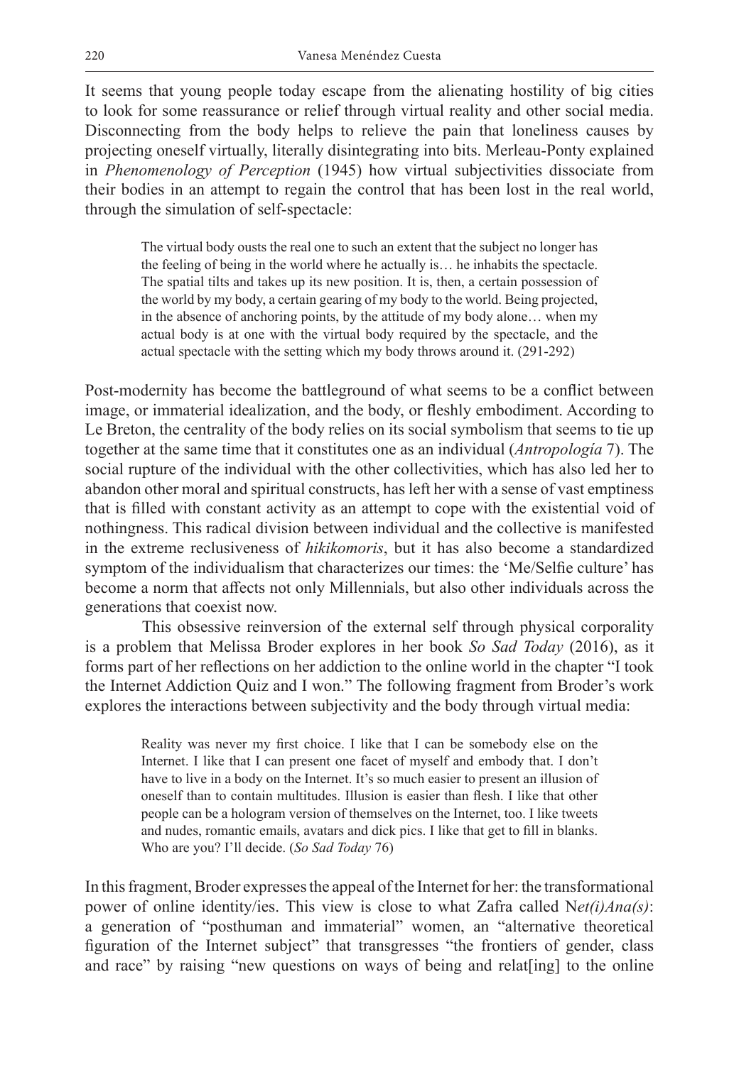It seems that young people today escape from the alienating hostility of big cities to look for some reassurance or relief through virtual reality and other social media. Disconnecting from the body helps to relieve the pain that loneliness causes by projecting oneself virtually, literally disintegrating into bits. Merleau-Ponty explained in *Phenomenology of Perception* (1945) how virtual subjectivities dissociate from their bodies in an attempt to regain the control that has been lost in the real world, through the simulation of self-spectacle:

> The virtual body ousts the real one to such an extent that the subject no longer has the feeling of being in the world where he actually is… he inhabits the spectacle. The spatial tilts and takes up its new position. It is, then, a certain possession of the world by my body, a certain gearing of my body to the world. Being projected, in the absence of anchoring points, by the attitude of my body alone… when my actual body is at one with the virtual body required by the spectacle, and the actual spectacle with the setting which my body throws around it. (291-292)

Post-modernity has become the battleground of what seems to be a conflict between image, or immaterial idealization, and the body, or fleshly embodiment. According to Le Breton, the centrality of the body relies on its social symbolism that seems to tie up together at the same time that it constitutes one as an individual (*Antropología* 7). The social rupture of the individual with the other collectivities, which has also led her to abandon other moral and spiritual constructs, has left her with a sense of vast emptiness that is filled with constant activity as an attempt to cope with the existential void of nothingness. This radical division between individual and the collective is manifested in the extreme reclusiveness of *hikikomoris*, but it has also become a standardized symptom of the individualism that characterizes our times: the 'Me/Selfie culture' has become a norm that affects not only Millennials, but also other individuals across the generations that coexist now.

This obsessive reinversion of the external self through physical corporality is a problem that Melissa Broder explores in her book *So Sad Today* (2016), as it forms part of her reflections on her addiction to the online world in the chapter "I took the Internet Addiction Quiz and I won." The following fragment from Broder's work explores the interactions between subjectivity and the body through virtual media:

> Reality was never my first choice. I like that I can be somebody else on the Internet. I like that I can present one facet of myself and embody that. I don't have to live in a body on the Internet. It's so much easier to present an illusion of oneself than to contain multitudes. Illusion is easier than flesh. I like that other people can be a hologram version of themselves on the Internet, too. I like tweets and nudes, romantic emails, avatars and dick pics. I like that get to fill in blanks. Who are you? I'll decide. (*So Sad Today* 76)

In this fragment, Broder expresses the appeal of the Internet for her: the transformational power of online identity/ies. This view is close to what Zafra called N*et(i)Ana(s)*: a generation of "posthuman and immaterial" women, an "alternative theoretical figuration of the Internet subject" that transgresses "the frontiers of gender, class and race" by raising "new questions on ways of being and relat[ing] to the online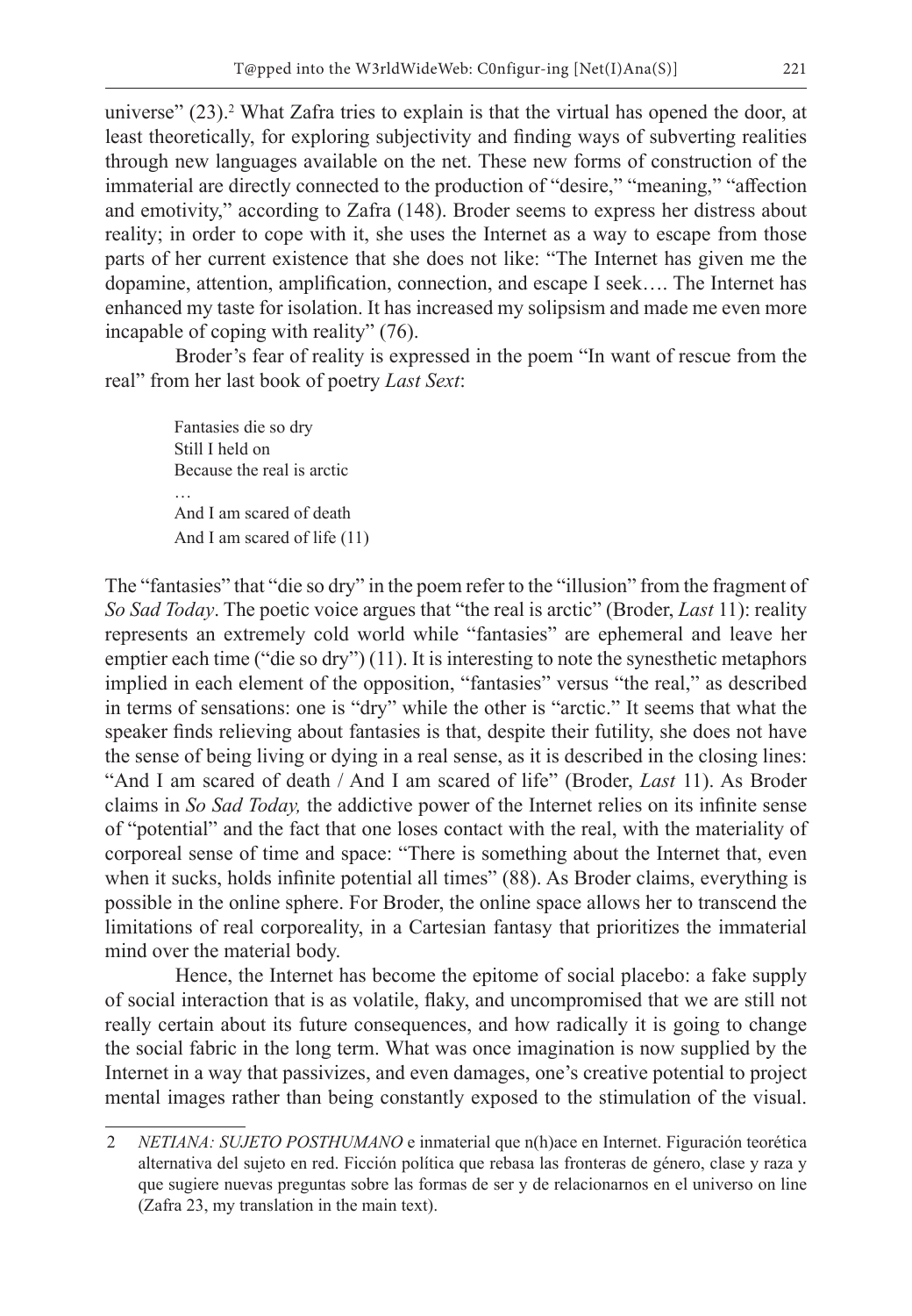universe" (23).[2] What Zafra tries to explain is that the virtual has opened the door, at least theoretically, for exploring subjectivity and finding ways of subverting realities through new languages available on the net. These new forms of construction of the immaterial are directly connected to the production of "desire," "meaning," "affection and emotivity," according to Zafra (148). Broder seems to express her distress about reality; in order to cope with it, she uses the Internet as a way to escape from those parts of her current existence that she does not like: "The Internet has given me the dopamine, attention, amplification, connection, and escape I seek…. The Internet has enhanced my taste for isolation. It has increased my solipsism and made me even more incapable of coping with reality" (76).

Broder's fear of reality is expressed in the poem "In want of rescue from the real" from her last book of poetry *Last Sext*:

> Fantasies die so dry  
> Still I held on  
> Because the real is arctic  
> …  
> And I am scared of death  
> And I am scared of life (11)

The "fantasies" that "die so dry" in the poem refer to the "illusion" from the fragment of *So Sad Today*. The poetic voice argues that "the real is arctic" (Broder, *Last* 11): reality represents an extremely cold world while "fantasies" are ephemeral and leave her emptier each time ("die so dry") (11). It is interesting to note the synesthetic metaphors implied in each element of the opposition, "fantasies" versus "the real," as described in terms of sensations: one is "dry" while the other is "arctic." It seems that what the speaker finds relieving about fantasies is that, despite their futility, she does not have the sense of being living or dying in a real sense, as it is described in the closing lines: "And I am scared of death / And I am scared of life" (Broder, *Last* 11). As Broder claims in *So Sad Today,* the addictive power of the Internet relies on its infinite sense of "potential" and the fact that one loses contact with the real, with the materiality of corporeal sense of time and space: "There is something about the Internet that, even when it sucks, holds infinite potential all times" (88). As Broder claims, everything is possible in the online sphere. For Broder, the online space allows her to transcend the limitations of real corporeality, in a Cartesian fantasy that prioritizes the immaterial mind over the material body.

Hence, the Internet has become the epitome of social placebo: a fake supply of social interaction that is as volatile, flaky, and uncompromised that we are still not really certain about its future consequences, and how radically it is going to change the social fabric in the long term. What was once imagination is now supplied by the Internet in a way that passivizes, and even damages, one's creative potential to project mental images rather than being constantly exposed to the stimulation of the visual.

---

2 *NETIANA: SUJETO POSTHUMANO* e inmaterial que n(h)ace en Internet. Figuración teorética alternativa del sujeto en red. Ficción política que rebasa las fronteras de género, clase y raza y que sugiere nuevas preguntas sobre las formas de ser y de relacionarnos en el universo on line (Zafra 23, my translation in the main text).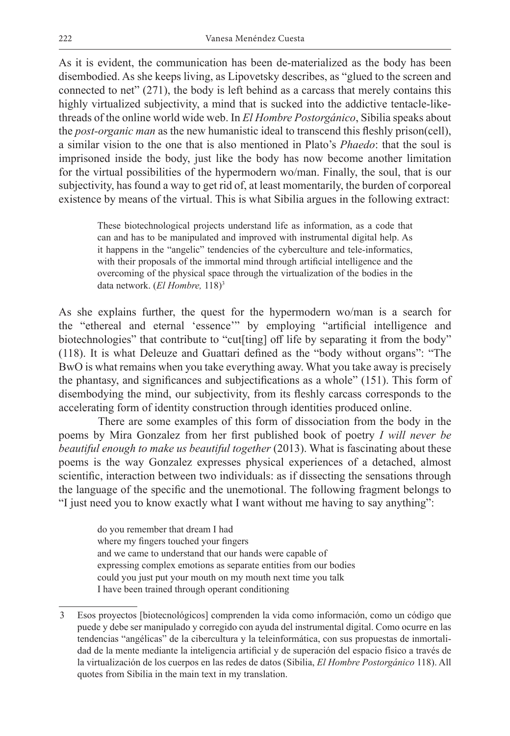As it is evident, the communication has been de-materialized as the body has been disembodied. As she keeps living, as Lipovetsky describes, as "glued to the screen and connected to net" (271), the body is left behind as a carcass that merely contains this highly virtualized subjectivity, a mind that is sucked into the addictive tentacle-like-threads of the online world wide web. In *El Hombre Postorgánico*, Sibilia speaks about the *post-organic man* as the new humanistic ideal to transcend this fleshly prison(cell), a similar vision to the one that is also mentioned in Plato's *Phaedo*: that the soul is imprisoned inside the body, just like the body has now become another limitation for the virtual possibilities of the hypermodern wo/man. Finally, the soul, that is our subjectivity, has found a way to get rid of, at least momentarily, the burden of corporeal existence by means of the virtual. This is what Sibilia argues in the following extract:

> These biotechnological projects understand life as information, as a code that can and has to be manipulated and improved with instrumental digital help. As it happens in the "angelic" tendencies of the cyberculture and tele-informatics, with their proposals of the immortal mind through artificial intelligence and the overcoming of the physical space through the virtualization of the bodies in the data network. (*El Hombre,* 118)[3]

As she explains further, the quest for the hypermodern wo/man is a search for the "ethereal and eternal 'essence'" by employing "artificial intelligence and biotechnologies" that contribute to "cut[ting] off life by separating it from the body" (118). It is what Deleuze and Guattari defined as the "body without organs": "The BwO is what remains when you take everything away. What you take away is precisely the phantasy, and significances and subjectifications as a whole" (151). This form of disembodying the mind, our subjectivity, from its fleshly carcass corresponds to the accelerating form of identity construction through identities produced online.

There are some examples of this form of dissociation from the body in the poems by Mira Gonzalez from her first published book of poetry *I will never be beautiful enough to make us beautiful together* (2013). What is fascinating about these poems is the way Gonzalez expresses physical experiences of a detached, almost scientific, interaction between two individuals: as if dissecting the sensations through the language of the specific and the unemotional. The following fragment belongs to "I just need you to know exactly what I want without me having to say anything":

> do you remember that dream I had  
> where my fingers touched your fingers  
> and we came to understand that our hands were capable of  
> expressing complex emotions as separate entities from our bodies  
> could you just put your mouth on my mouth next time you talk  
> I have been trained through operant conditioning

---

3 Esos proyectos [biotecnológicos] comprenden la vida como información, como un código que puede y debe ser manipulado y corregido con ayuda del instrumental digital. Como ocurre en las tendencias "angélicas" de la cibercultura y la teleinformática, con sus propuestas de inmortalidad de la mente mediante la inteligencia artificial y de superación del espacio físico a través de la virtualización de los cuerpos en las redes de datos (Sibilia, *El Hombre Postorgánico* 118). All quotes from Sibilia in the main text in my translation.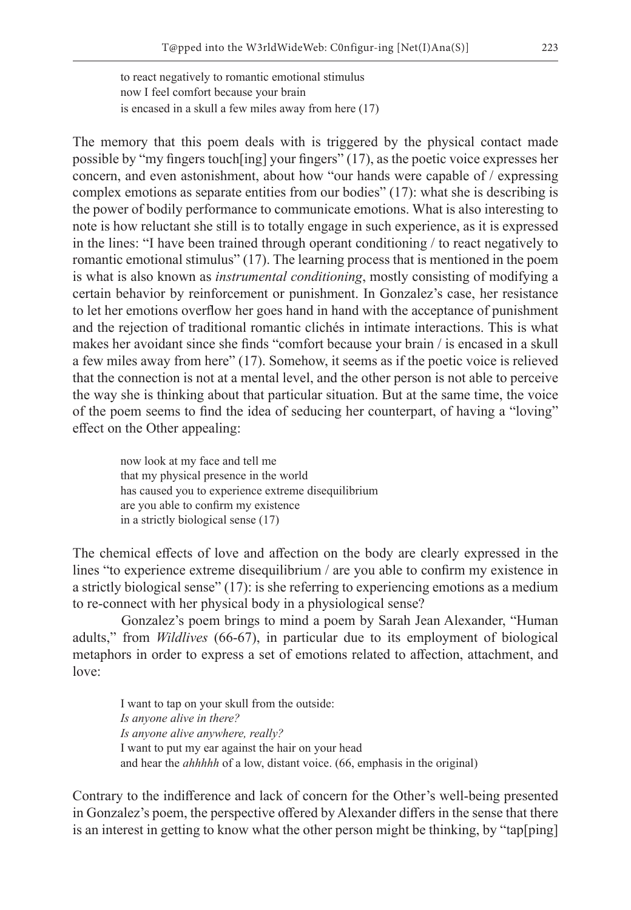> to react negatively to romantic emotional stimulus
> now I feel comfort because your brain
> is encased in a skull a few miles away from here (17)

The memory that this poem deals with is triggered by the physical contact made possible by "my fingers touch[ing] your fingers" (17), as the poetic voice expresses her concern, and even astonishment, about how "our hands were capable of / expressing complex emotions as separate entities from our bodies" (17): what she is describing is the power of bodily performance to communicate emotions. What is also interesting to note is how reluctant she still is to totally engage in such experience, as it is expressed in the lines: "I have been trained through operant conditioning / to react negatively to romantic emotional stimulus" (17). The learning process that is mentioned in the poem is what is also known as *instrumental conditioning*, mostly consisting of modifying a certain behavior by reinforcement or punishment. In Gonzalez's case, her resistance to let her emotions overflow her goes hand in hand with the acceptance of punishment and the rejection of traditional romantic clichés in intimate interactions. This is what makes her avoidant since she finds "comfort because your brain / is encased in a skull a few miles away from here" (17). Somehow, it seems as if the poetic voice is relieved that the connection is not at a mental level, and the other person is not able to perceive the way she is thinking about that particular situation. But at the same time, the voice of the poem seems to find the idea of seducing her counterpart, of having a "loving" effect on the Other appealing:

> now look at my face and tell me
> that my physical presence in the world
> has caused you to experience extreme disequilibrium
> are you able to confirm my existence
> in a strictly biological sense (17)

The chemical effects of love and affection on the body are clearly expressed in the lines "to experience extreme disequilibrium / are you able to confirm my existence in a strictly biological sense" (17): is she referring to experiencing emotions as a medium to re-connect with her physical body in a physiological sense?

Gonzalez's poem brings to mind a poem by Sarah Jean Alexander, "Human adults," from *Wildlives* (66-67), in particular due to its employment of biological metaphors in order to express a set of emotions related to affection, attachment, and love:

> I want to tap on your skull from the outside:
> *Is anyone alive in there?*
> *Is anyone alive anywhere, really?*
> I want to put my ear against the hair on your head
> and hear the *ahhhhh* of a low, distant voice. (66, emphasis in the original)

Contrary to the indifference and lack of concern for the Other's well-being presented in Gonzalez's poem, the perspective offered by Alexander differs in the sense that there is an interest in getting to know what the other person might be thinking, by "tap[ping]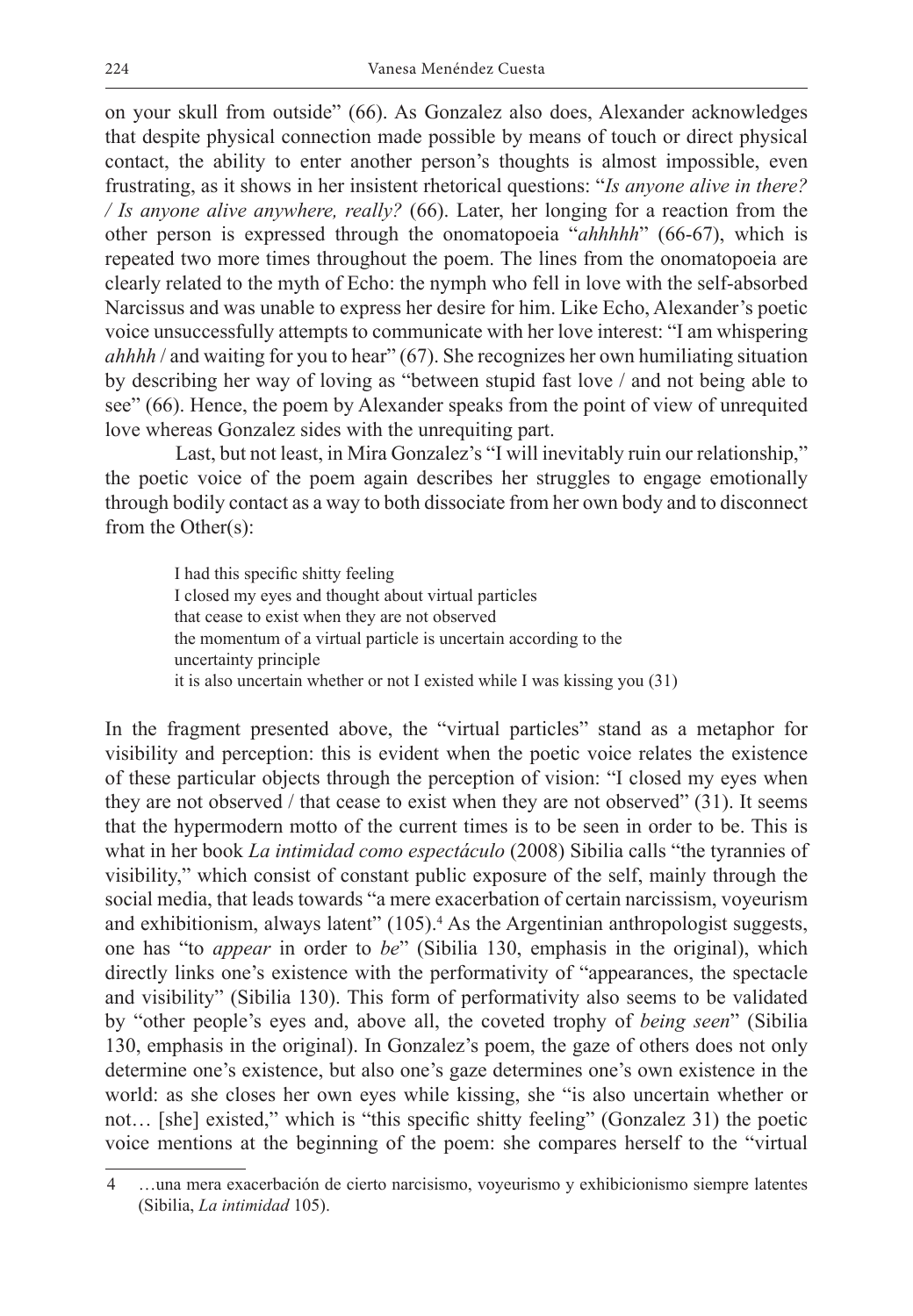on your skull from outside" (66). As Gonzalez also does, Alexander acknowledges that despite physical connection made possible by means of touch or direct physical contact, the ability to enter another person's thoughts is almost impossible, even frustrating, as it shows in her insistent rhetorical questions: "*Is anyone alive in there? / Is anyone alive anywhere, really?* (66). Later, her longing for a reaction from the other person is expressed through the onomatopoeia "*ahhhhh*" (66-67), which is repeated two more times throughout the poem. The lines from the onomatopoeia are clearly related to the myth of Echo: the nymph who fell in love with the self-absorbed Narcissus and was unable to express her desire for him. Like Echo, Alexander's poetic voice unsuccessfully attempts to communicate with her love interest: "I am whispering *ahhhh* / and waiting for you to hear" (67). She recognizes her own humiliating situation by describing her way of loving as "between stupid fast love / and not being able to see" (66). Hence, the poem by Alexander speaks from the point of view of unrequited love whereas Gonzalez sides with the unrequiting part.

Last, but not least, in Mira Gonzalez's "I will inevitably ruin our relationship," the poetic voice of the poem again describes her struggles to engage emotionally through bodily contact as a way to both dissociate from her own body and to disconnect from the Other(s):

> I had this specific shitty feeling
> I closed my eyes and thought about virtual particles
> that cease to exist when they are not observed
> the momentum of a virtual particle is uncertain according to the
> uncertainty principle
> it is also uncertain whether or not I existed while I was kissing you (31)

In the fragment presented above, the "virtual particles" stand as a metaphor for visibility and perception: this is evident when the poetic voice relates the existence of these particular objects through the perception of vision: "I closed my eyes when they are not observed / that cease to exist when they are not observed" (31). It seems that the hypermodern motto of the current times is to be seen in order to be. This is what in her book *La intimidad como espectáculo* (2008) Sibilia calls "the tyrannies of visibility," which consist of constant public exposure of the self, mainly through the social media, that leads towards "a mere exacerbation of certain narcissism, voyeurism and exhibitionism, always latent" (105).[4] As the Argentinian anthropologist suggests, one has "to *appear* in order to *be*" (Sibilia 130, emphasis in the original), which directly links one's existence with the performativity of "appearances, the spectacle and visibility" (Sibilia 130). This form of performativity also seems to be validated by "other people's eyes and, above all, the coveted trophy of *being seen*" (Sibilia 130, emphasis in the original). In Gonzalez's poem, the gaze of others does not only determine one's existence, but also one's gaze determines one's own existence in the world: as she closes her own eyes while kissing, she "is also uncertain whether or not… [she] existed," which is "this specific shitty feeling" (Gonzalez 31) the poetic voice mentions at the beginning of the poem: she compares herself to the "virtual

---

4 …una mera exacerbación de cierto narcisismo, voyeurismo y exhibicionismo siempre latentes (Sibilia, *La intimidad* 105).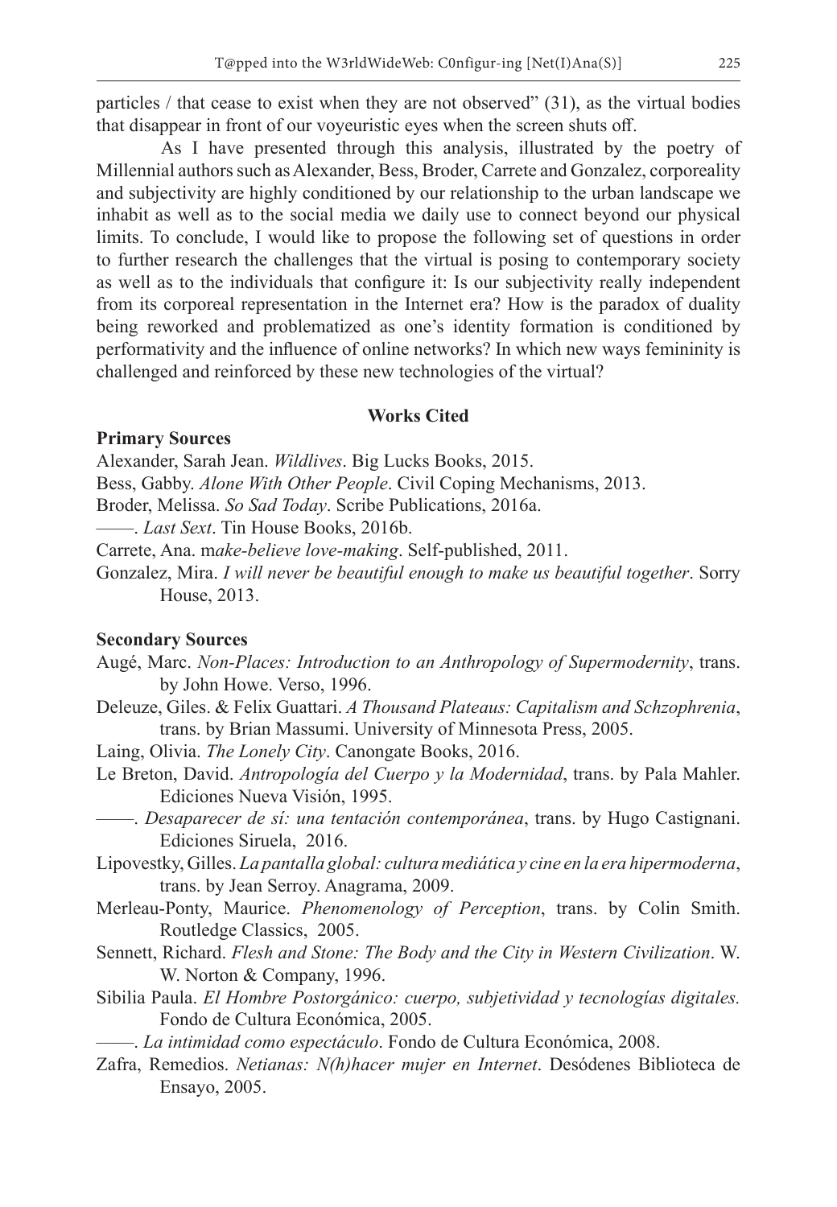particles / that cease to exist when they are not observed" (31), as the virtual bodies that disappear in front of our voyeuristic eyes when the screen shuts off.

As I have presented through this analysis, illustrated by the poetry of Millennial authors such as Alexander, Bess, Broder, Carrete and Gonzalez, corporeality and subjectivity are highly conditioned by our relationship to the urban landscape we inhabit as well as to the social media we daily use to connect beyond our physical limits. To conclude, I would like to propose the following set of questions in order to further research the challenges that the virtual is posing to contemporary society as well as to the individuals that configure it: Is our subjectivity really independent from its corporeal representation in the Internet era? How is the paradox of duality being reworked and problematized as one's identity formation is conditioned by performativity and the influence of online networks? In which new ways femininity is challenged and reinforced by these new technologies of the virtual?

## Works Cited

### Primary Sources

Alexander, Sarah Jean. *Wildlives*. Big Lucks Books, 2015.

Bess, Gabby. *Alone With Other People*. Civil Coping Mechanisms, 2013.

Broder, Melissa. *So Sad Today*. Scribe Publications, 2016a.

——. *Last Sext*. Tin House Books, 2016b.

Carrete, Ana. m*ake-believe love-making*. Self-published, 2011.

Gonzalez, Mira. *I will never be beautiful enough to make us beautiful together*. Sorry House, 2013.

### Secondary Sources

Augé, Marc. *Non-Places: Introduction to an Anthropology of Supermodernity*, trans. by John Howe. Verso, 1996.

Deleuze, Giles. & Felix Guattari. *A Thousand Plateaus: Capitalism and Schzophrenia*, trans. by Brian Massumi. University of Minnesota Press, 2005.

Laing, Olivia. *The Lonely City*. Canongate Books, 2016.

Le Breton, David. *Antropología del Cuerpo y la Modernidad*, trans. by Pala Mahler. Ediciones Nueva Visión, 1995.

——. *Desaparecer de sí: una tentación contemporánea*, trans. by Hugo Castignani. Ediciones Siruela, 2016.

Lipovestky, Gilles. *La pantalla global: cultura mediática y cine en la era hipermoderna*, trans. by Jean Serroy. Anagrama, 2009.

Merleau-Ponty, Maurice. *Phenomenology of Perception*, trans. by Colin Smith. Routledge Classics, 2005.

Sennett, Richard. *Flesh and Stone: The Body and the City in Western Civilization*. W. W. Norton & Company, 1996.

Sibilia Paula. *El Hombre Postorgánico: cuerpo, subjetividad y tecnologías digitales.* Fondo de Cultura Económica, 2005.

——. *La intimidad como espectáculo*. Fondo de Cultura Económica, 2008.

Zafra, Remedios. *Netianas: N(h)hacer mujer en Internet*. Desódenes Biblioteca de Ensayo, 2005.